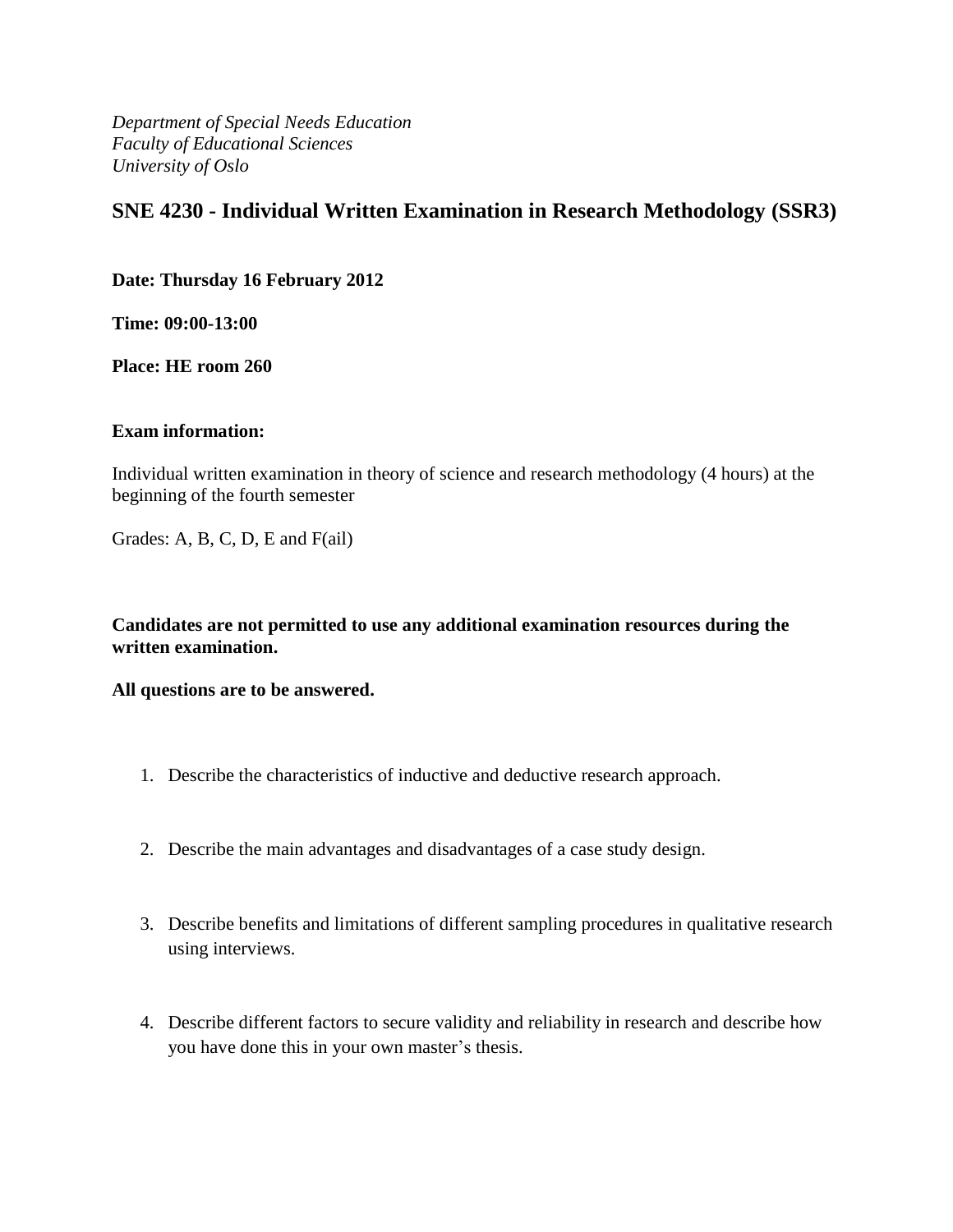*Department of Special Needs Education*
*Faculty of Educational Sciences*
*University of Oslo*

# SNE 4230 - Individual Written Examination in Research Methodology (SSR3)

**Date: Thursday 16 February 2012**

**Time: 09:00-13:00**

**Place: HE room 260**

**Exam information:**

Individual written examination in theory of science and research methodology (4 hours) at the beginning of the fourth semester

Grades: A, B, C, D, E and F(ail)

**Candidates are not permitted to use any additional examination resources during the written examination.**

**All questions are to be answered.**

1. Describe the characteristics of inductive and deductive research approach.

2. Describe the main advantages and disadvantages of a case study design.

3. Describe benefits and limitations of different sampling procedures in qualitative research using interviews.

4. Describe different factors to secure validity and reliability in research and describe how you have done this in your own master's thesis.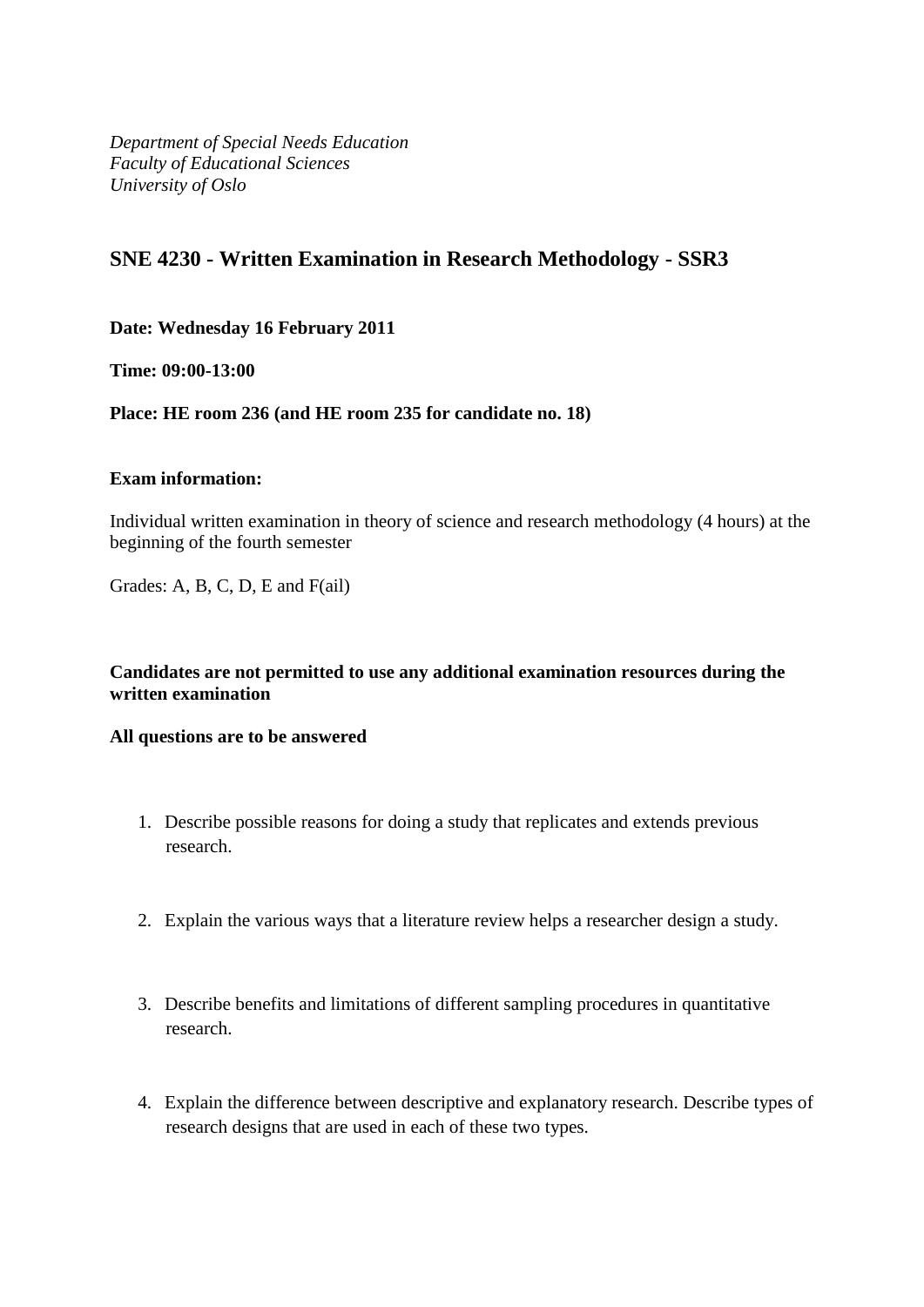*Department of Special Needs Education*
*Faculty of Educational Sciences*
*University of Oslo*

## SNE 4230 - Written Examination in Research Methodology - SSR3

**Date: Wednesday 16 February 2011**

**Time: 09:00-13:00**

**Place: HE room 236 (and HE room 235 for candidate no. 18)**

**Exam information:**

Individual written examination in theory of science and research methodology (4 hours) at the beginning of the fourth semester

Grades: A, B, C, D, E and F(ail)

**Candidates are not permitted to use any additional examination resources during the written examination**

**All questions are to be answered**

1. Describe possible reasons for doing a study that replicates and extends previous research.

2. Explain the various ways that a literature review helps a researcher design a study.

3. Describe benefits and limitations of different sampling procedures in quantitative research.

4. Explain the difference between descriptive and explanatory research. Describe types of research designs that are used in each of these two types.